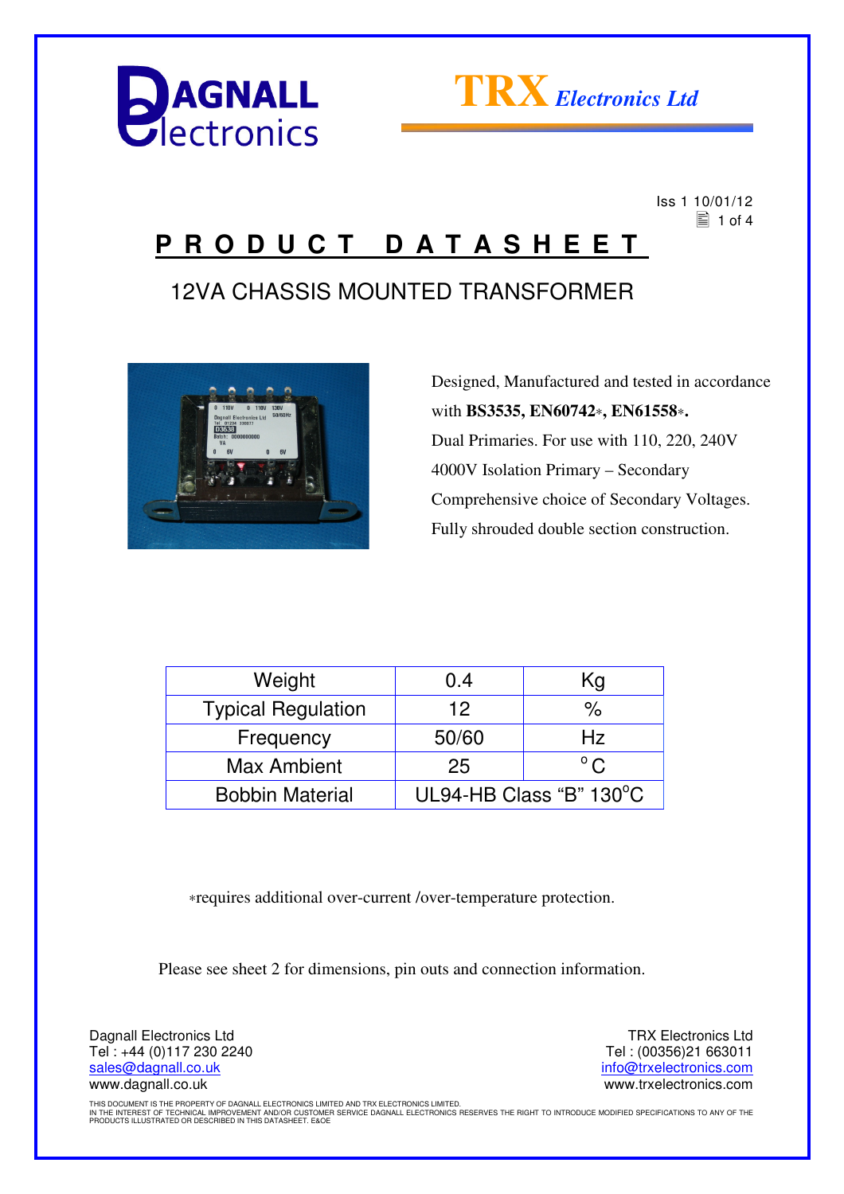Iss 1 10/01/12

# PRODUCT DATASHEET

## 12VA CHASSIS MOUNTED TRANSFORMER

Designed, Manufactured and tested in accordance with **BS3535, EN60742*, EN61558*.**
Dual Primaries. For use with 110, 220, 240V
4000V Isolation Primary – Secondary
Comprehensive choice of Secondary Voltages.
Fully shrouded double section construction.

| Weight | 0.4 | Kg |
|---|---|---|
| Typical Regulation | 12 | % |
| Frequency | 50/60 | Hz |
| Max Ambient | 25 | °C |
| Bobbin Material | UL94-HB Class "B" 130°C | |

*requires additional over-current /over-temperature protection.

Please see sheet 2 for dimensions, pin outs and connection information.

Dagnall Electronics Ltd
Tel : +44 (0)117 230 2240
sales@dagnall.co.uk
www.dagnall.co.uk

TRX Electronics Ltd
Tel : (00356)21 663011
info@trxelectronics.com
www.trxelectronics.com

THIS DOCUMENT IS THE PROPERTY OF DAGNALL ELECTRONICS LIMITED AND TRX ELECTRONICS LIMITED.
IN THE INTEREST OF TECHNICAL IMPROVEMENT AND/OR CUSTOMER SERVICE DAGNALL ELECTRONICS RESERVES THE RIGHT TO INTRODUCE MODIFIED SPECIFICATIONS TO ANY OF THE PRODUCTS ILLUSTRATED OR DESCRIBED IN THIS DATASHEET. E&OE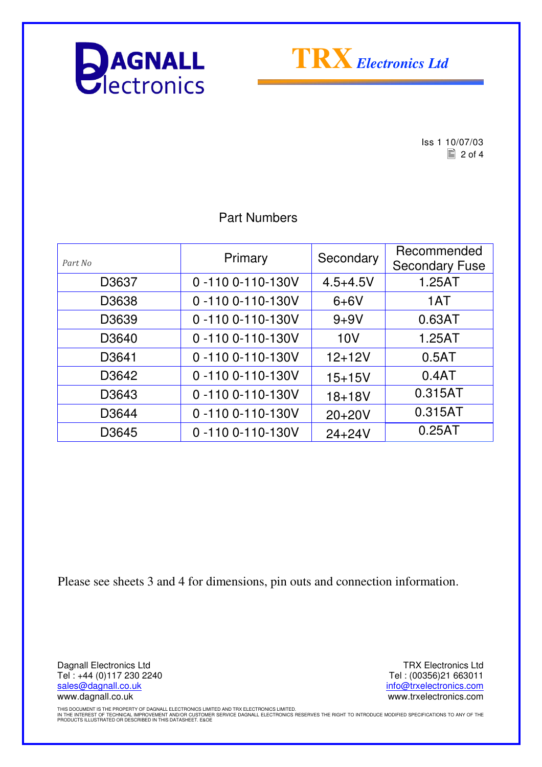Iss 1 10/07/03

## Part Numbers

| *Part No* | Primary | Secondary | Recommended Secondary Fuse |
|---|---|---|---|
| D3637 | 0 -110 0-110-130V | 4.5+4.5V | 1.25AT |
| D3638 | 0 -110 0-110-130V | 6+6V | 1AT |
| D3639 | 0 -110 0-110-130V | 9+9V | 0.63AT |
| D3640 | 0 -110 0-110-130V | 10V | 1.25AT |
| D3641 | 0 -110 0-110-130V | 12+12V | 0.5AT |
| D3642 | 0 -110 0-110-130V | 15+15V | 0.4AT |
| D3643 | 0 -110 0-110-130V | 18+18V | 0.315AT |
| D3644 | 0 -110 0-110-130V | 20+20V | 0.315AT |
| D3645 | 0 -110 0-110-130V | 24+24V | 0.25AT |

Please see sheets 3 and 4 for dimensions, pin outs and connection information.

Dagnall Electronics Ltd
Tel : +44 (0)117 230 2240
sales@dagnall.co.uk
www.dagnall.co.uk

TRX Electronics Ltd
Tel : (00356)21 663011
info@trxelectronics.com
www.trxelectronics.com

THIS DOCUMENT IS THE PROPERTY OF DAGNALL ELECTRONICS LIMITED AND TRX ELECTRONICS LIMITED.
IN THE INTEREST OF TECHNICAL IMPROVEMENT AND/OR CUSTOMER SERVICE DAGNALL ELECTRONICS RESERVES THE RIGHT TO INTRODUCE MODIFIED SPECIFICATIONS TO ANY OF THE PRODUCTS ILLUSTRATED OR DESCRIBED IN THIS DATASHEET. E&OE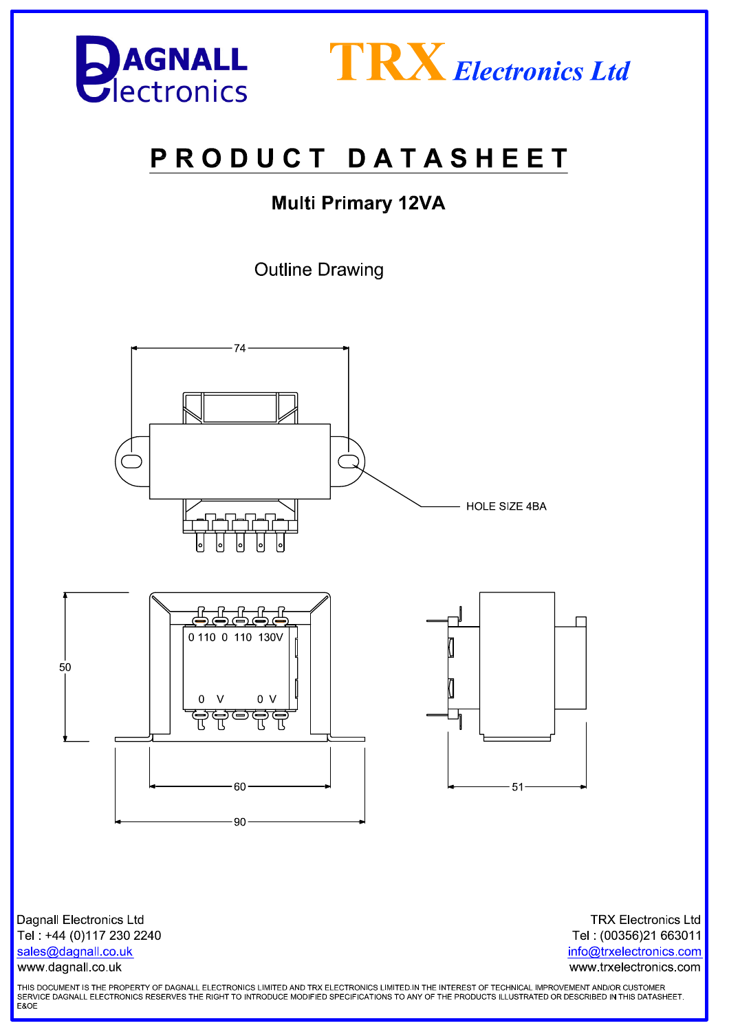DAGNALL Electronics

TRX Electronics Ltd

# PRODUCT DATASHEET

## Multi Primary 12VA

### Outline Drawing

74

HOLE SIZE 4BA

50

0 110 0 110 130V

0 V 0 V

60

90

51

Dagnall Electronics Ltd
Tel : +44 (0)117 230 2240
sales@dagnall.co.uk
www.dagnall.co.uk

TRX Electronics Ltd
Tel : (00356)21 663011
info@trxelectronics.com
www.trxelectronics.com

THIS DOCUMENT IS THE PROPERTY OF DAGNALL ELECTRONICS LIMITED AND TRX ELECTRONICS LIMITED.IN THE INTEREST OF TECHNICAL IMPROVEMENT AND/OR CUSTOMER SERVICE DAGNALL ELECTRONICS RESERVES THE RIGHT TO INTRODUCE MODIFIED SPECIFICATIONS TO ANY OF THE PRODUCTS ILLUSTRATED OR DESCRIBED IN THIS DATASHEET. E&OE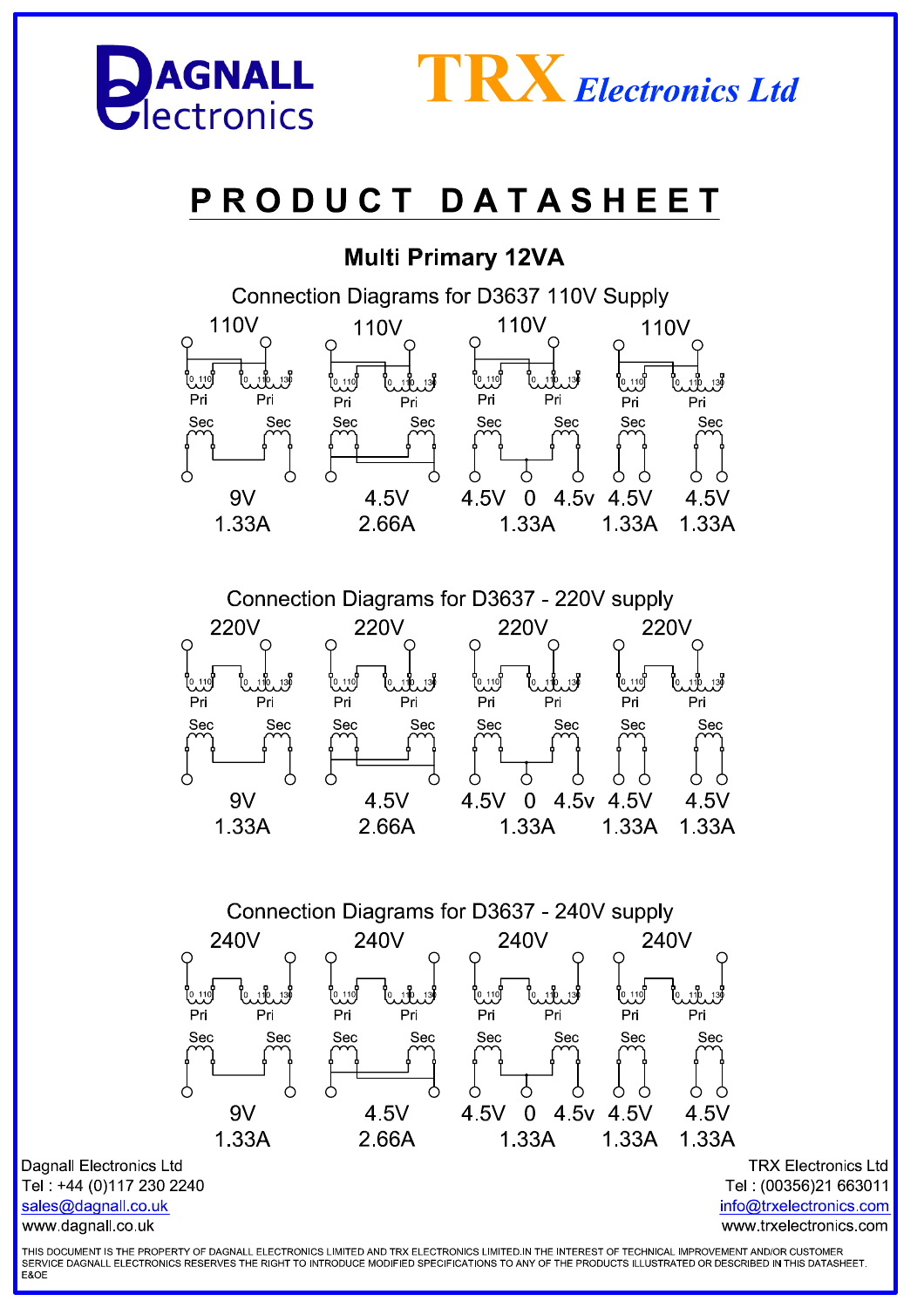DAGNALL Electronics

TRX Electronics Ltd

# PRODUCT DATASHEET

## Multi Primary 12VA

### Connection Diagrams for D3637 110V Supply

110V 110V 110V 110V

Pri Pri Pri Pri Pri Pri Pri Pri

Sec Sec Sec Sec Sec Sec Sec Sec

9V 1.33A

4.5V 2.66A

4.5V 0 4.5v 1.33A

4.5V 1.33A 4.5V 1.33A

### Connection Diagrams for D3637 - 220V supply

220V 220V 220V 220V

Pri Pri Pri Pri Pri Pri Pri Pri

Sec Sec Sec Sec Sec Sec Sec Sec

9V 1.33A

4.5V 2.66A

4.5V 0 4.5v 1.33A

4.5V 1.33A 4.5V 1.33A

### Connection Diagrams for D3637 - 240V supply

240V 240V 240V 240V

Pri Pri Pri Pri Pri Pri Pri Pri

Sec Sec Sec Sec Sec Sec Sec Sec

9V 1.33A

4.5V 2.66A

4.5V 0 4.5v 1.33A

4.5V 1.33A 4.5V 1.33A

Dagnall Electronics Ltd
Tel : +44 (0)117 230 2240
sales@dagnall.co.uk
www.dagnall.co.uk

TRX Electronics Ltd
Tel : (00356)21 663011
info@trxelectronics.com
www.trxelectronics.com

THIS DOCUMENT IS THE PROPERTY OF DAGNALL ELECTRONICS LIMITED AND TRX ELECTRONICS LIMITED.IN THE INTEREST OF TECHNICAL IMPROVEMENT AND/OR CUSTOMER SERVICE DAGNALL ELECTRONICS RESERVES THE RIGHT TO INTRODUCE MODIFIED SPECIFICATIONS TO ANY OF THE PRODUCTS ILLUSTRATED OR DESCRIBED IN THIS DATASHEET. E&OE